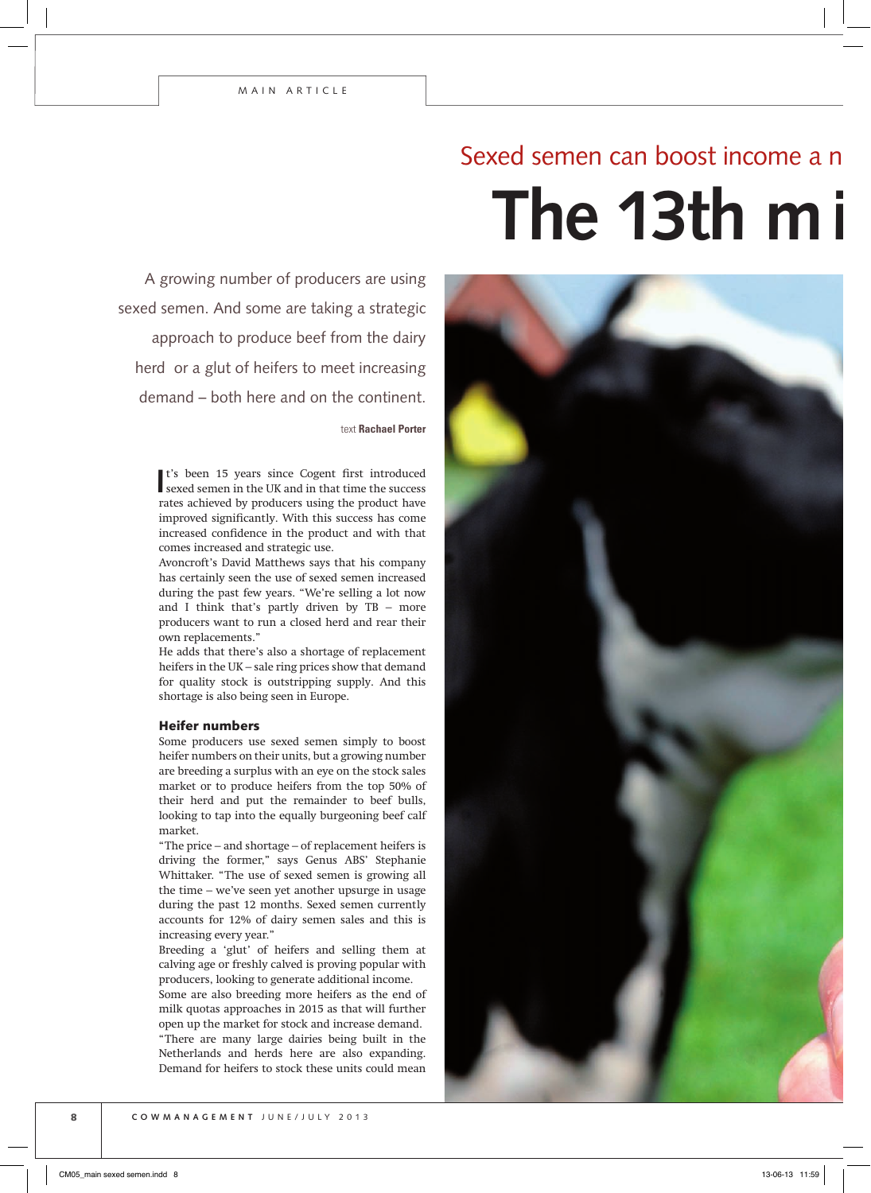MAIN ARTICLE

## Sexed semen can boost income a n

# The 13th m i

A growing number of producers are using sexed semen. And some are taking a strategic approach to produce beef from the dairy herd or a glut of heifers to meet increasing demand – both here and on the continent.

text **Rachael Porter**

It's been 15 years since Cogent first introduced sexed semen in the UK and in that time the success rates achieved by producers using the product have improved significantly. With this success has come increased confidence in the product and with that comes increased and strategic use.

Avoncroft's David Matthews says that his company has certainly seen the use of sexed semen increased during the past few years. "We're selling a lot now and I think that's partly driven by TB – more producers want to run a closed herd and rear their own replacements."

He adds that there's also a shortage of replacement heifers in the UK – sale ring prices show that demand for quality stock is outstripping supply. And this shortage is also being seen in Europe.

### Heifer numbers

Some producers use sexed semen simply to boost heifer numbers on their units, but a growing number are breeding a surplus with an eye on the stock sales market or to produce heifers from the top 50% of their herd and put the remainder to beef bulls, looking to tap into the equally burgeoning beef calf market.

"The price – and shortage – of replacement heifers is driving the former," says Genus ABS' Stephanie Whittaker. "The use of sexed semen is growing all the time – we've seen yet another upsurge in usage during the past 12 months. Sexed semen currently accounts for 12% of dairy semen sales and this is increasing every year."

Breeding a 'glut' of heifers and selling them at calving age or freshly calved is proving popular with producers, looking to generate additional income.

Some are also breeding more heifers as the end of milk quotas approaches in 2015 as that will further open up the market for stock and increase demand.

"There are many large dairies being built in the Netherlands and herds here are also expanding. Demand for heifers to stock these units could mean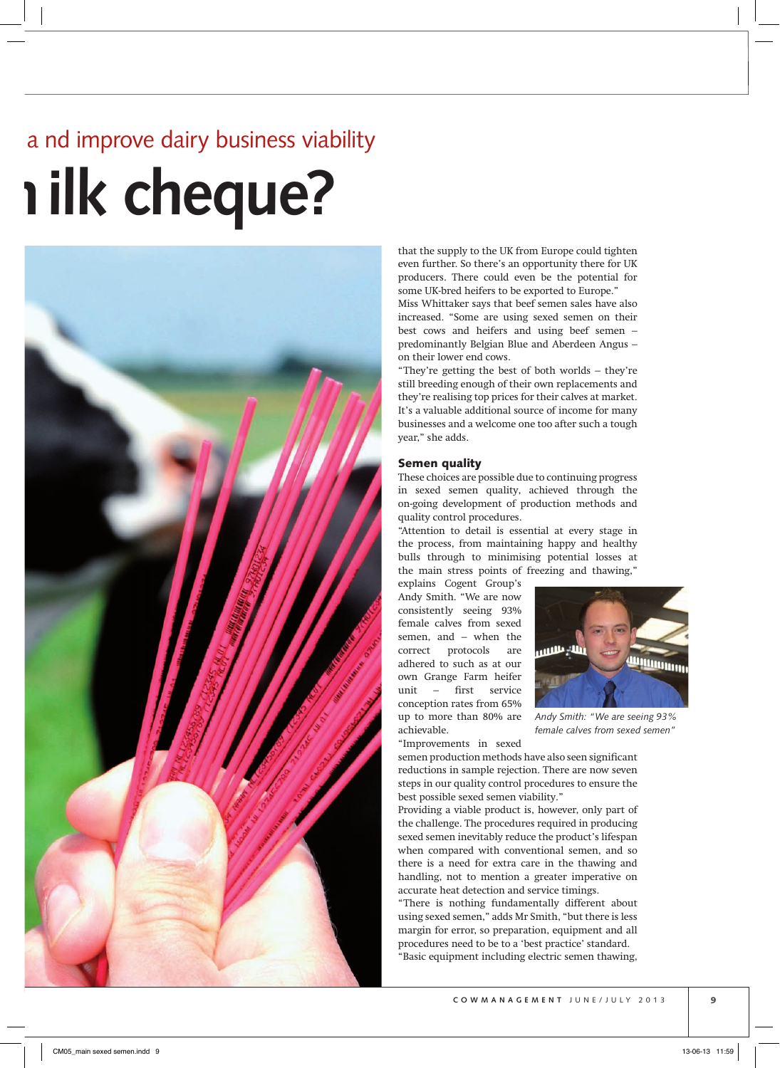a nd improve dairy business viability

# ı ilk cheque?

that the supply to the UK from Europe could tighten even further. So there's an opportunity there for UK producers. There could even be the potential for some UK-bred heifers to be exported to Europe."

Miss Whittaker says that beef semen sales have also increased. "Some are using sexed semen on their best cows and heifers and using beef semen – predominantly Belgian Blue and Aberdeen Angus – on their lower end cows.

"They're getting the best of both worlds – they're still breeding enough of their own replacements and they're realising top prices for their calves at market. It's a valuable additional source of income for many businesses and a welcome one too after such a tough year," she adds.

## Semen quality

These choices are possible due to continuing progress in sexed semen quality, achieved through the on-going development of production methods and quality control procedures.

"Attention to detail is essential at every stage in the process, from maintaining happy and healthy bulls through to minimising potential losses at the main stress points of freezing and thawing," explains Cogent Group's Andy Smith. "We are now consistently seeing 93% female calves from sexed semen, and – when the correct protocols are adhered to such as at our own Grange Farm heifer unit – first service conception rates from 65% up to more than 80% are achievable.

*Andy Smith: "We are seeing 93% female calves from sexed semen"*

"Improvements in sexed semen production methods have also seen significant reductions in sample rejection. There are now seven steps in our quality control procedures to ensure the best possible sexed semen viability."

Providing a viable product is, however, only part of the challenge. The procedures required in producing sexed semen inevitably reduce the product's lifespan when compared with conventional semen, and so there is a need for extra care in the thawing and handling, not to mention a greater imperative on accurate heat detection and service timings.

"There is nothing fundamentally different about using sexed semen," adds Mr Smith, "but there is less margin for error, so preparation, equipment and all procedures need to be to a 'best practice' standard.

"Basic equipment including electric semen thawing,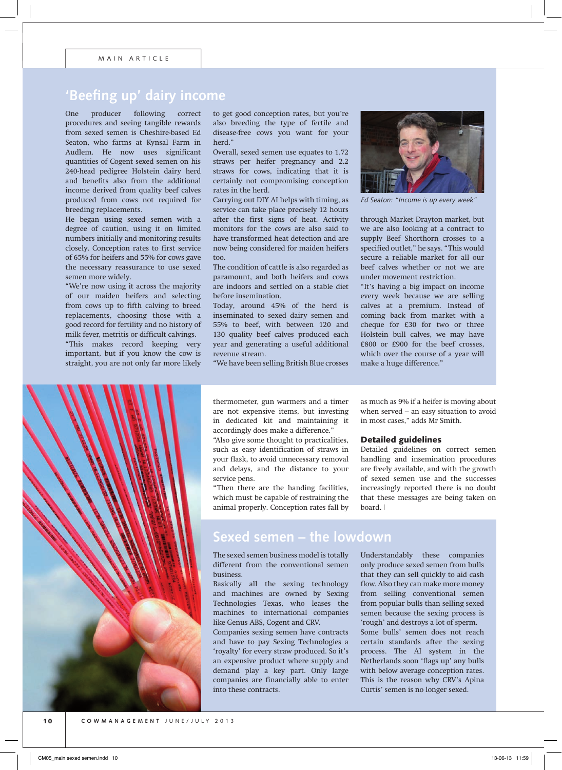## 'Beefing up' dairy income

One producer following correct procedures and seeing tangible rewards from sexed semen is Cheshire-based Ed Seaton, who farms at Kynsal Farm in Audlem. He now uses significant quantities of Cogent sexed semen on his 240-head pedigree Holstein dairy herd and benefits also from the additional income derived from quality beef calves produced from cows not required for breeding replacements.

He began using sexed semen with a degree of caution, using it on limited numbers initially and monitoring results closely. Conception rates to first service of 65% for heifers and 55% for cows gave the necessary reassurance to use sexed semen more widely.

"We're now using it across the majority of our maiden heifers and selecting from cows up to fifth calving to breed replacements, choosing those with a good record for fertility and no history of milk fever, metritis or difficult calvings.

"This makes record keeping very important, but if you know the cow is straight, you are not only far more likely to get good conception rates, but you're also breeding the type of fertile and disease-free cows you want for your herd."

Overall, sexed semen use equates to 1.72 straws per heifer pregnancy and 2.2 straws for cows, indicating that it is certainly not compromising conception rates in the herd.

Carrying out DIY AI helps with timing, as service can take place precisely 12 hours after the first signs of heat. Activity monitors for the cows are also said to have transformed heat detection and are now being considered for maiden heifers too.

The condition of cattle is also regarded as paramount, and both heifers and cows are indoors and settled on a stable diet before insemination.

Today, around 45% of the herd is inseminated to sexed dairy semen and 55% to beef, with between 120 and 130 quality beef calves produced each year and generating a useful additional revenue stream.

"We have been selling British Blue crosses through Market Drayton market, but we are also looking at a contract to supply Beef Shorthorn crosses to a specified outlet," he says. "This would secure a reliable market for all our beef calves whether or not we are under movement restriction.

"It's having a big impact on income every week because we are selling calves at a premium. Instead of coming back from market with a cheque for £30 for two or three Holstein bull calves, we may have £800 or £900 for the beef crosses, which over the course of a year will make a huge difference."

*Ed Seaton: "Income is up every week"*

thermometer, gun warmers and a timer are not expensive items, but investing in dedicated kit and maintaining it accordingly does make a difference."

"Also give some thought to practicalities, such as easy identification of straws in your flask, to avoid unnecessary removal and delays, and the distance to your service pens.

"Then there are the handing facilities, which must be capable of restraining the animal properly. Conception rates fall by as much as 9% if a heifer is moving about when served – an easy situation to avoid in most cases," adds Mr Smith.

### Detailed guidelines

Detailed guidelines on correct semen handling and insemination procedures are freely available, and with the growth of sexed semen use and the successes increasingly reported there is no doubt that these messages are being taken on board.

## Sexed semen – the lowdown

The sexed semen business model is totally different from the conventional semen business.

Basically all the sexing technology and machines are owned by Sexing Technologies Texas, who leases the machines to international companies like Genus ABS, Cogent and CRV.

Companies sexing semen have contracts and have to pay Sexing Technologies a 'royalty' for every straw produced. So it's an expensive product where supply and demand play a key part. Only large companies are financially able to enter into these contracts.

Understandably these companies only produce sexed semen from bulls that they can sell quickly to aid cash flow. Also they can make more money from selling conventional semen from popular bulls than selling sexed semen because the sexing process is 'rough' and destroys a lot of sperm.

Some bulls' semen does not reach certain standards after the sexing process. The AI system in the Netherlands soon 'flags up' any bulls with below average conception rates. This is the reason why CRV's Apina Curtis' semen is no longer sexed.